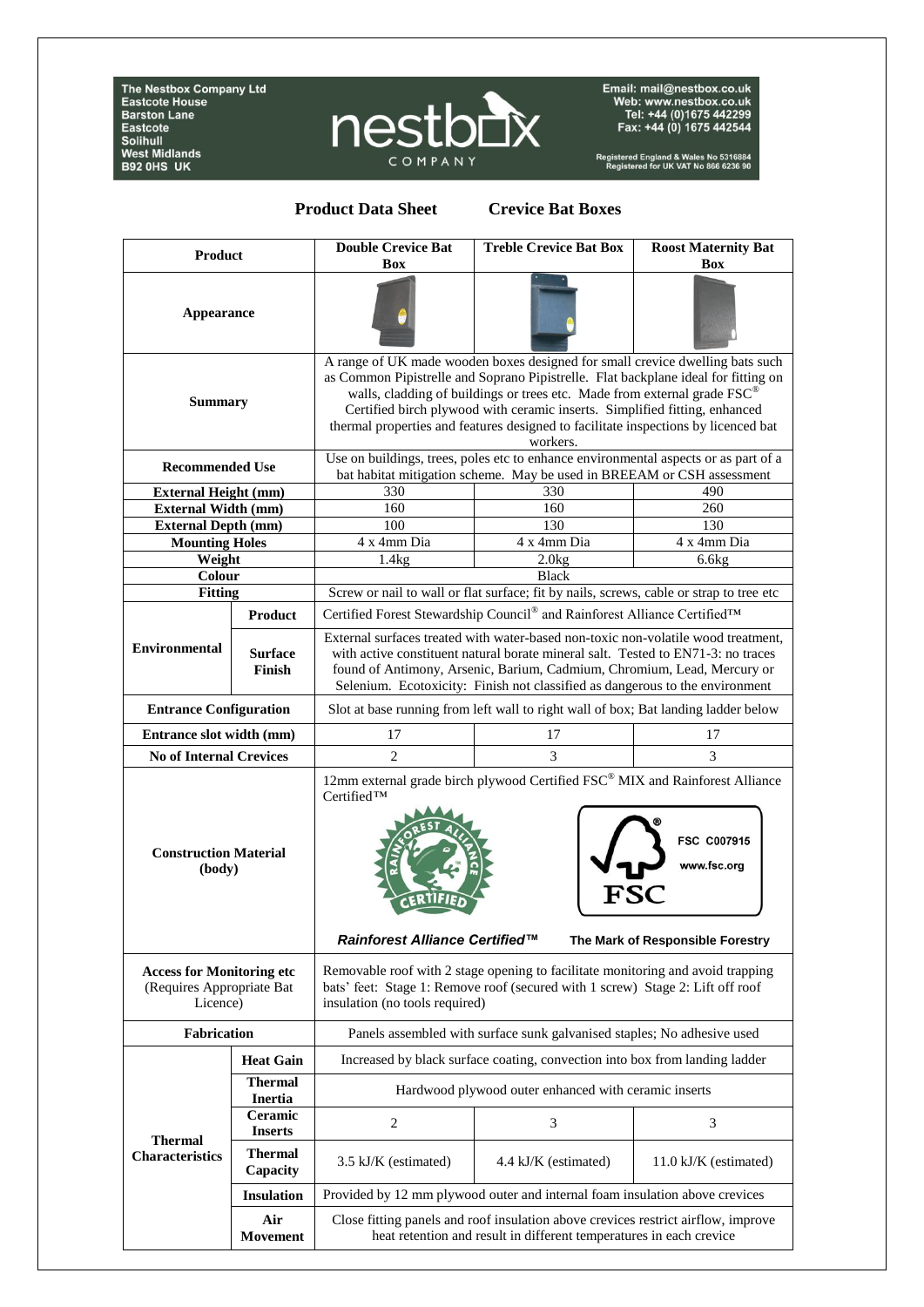The Nestbox Company Ltd
Eastcote House
Barston Lane
Eastcote
Solihull
West Midlands
B92 0HS UK

Email: mail@nestbox.co.uk
Web: www.nestbox.co.uk
Tel: +44 (0)1675 442299
Fax: +44 (0) 1675 442544

Registered England & Wales No 5316884
Registered for UK VAT No 866 6236 90

# Product Data Sheet — Crevice Bat Boxes

| Product | | Double Crevice Bat Box | Treble Crevice Bat Box | Roost Maternity Bat Box |
|---|---|---|---|---|
| Appearance | | | | |
| Summary | | A range of UK made wooden boxes designed for small crevice dwelling bats such as Common Pipistrelle and Soprano Pipistrelle. Flat backplane ideal for fitting on walls, cladding of buildings or trees etc. Made from external grade FSC® Certified birch plywood with ceramic inserts. Simplified fitting, enhanced thermal properties and features designed to facilitate inspections by licenced bat workers. | | |
| Recommended Use | | Use on buildings, trees, poles etc to enhance environmental aspects or as part of a bat habitat mitigation scheme. May be used in BREEAM or CSH assessment | | |
| External Height (mm) | | 330 | 330 | 490 |
| External Width (mm) | | 160 | 160 | 260 |
| External Depth (mm) | | 100 | 130 | 130 |
| Mounting Holes | | 4 x 4mm Dia | 4 x 4mm Dia | 4 x 4mm Dia |
| Weight | | 1.4kg | 2.0kg | 6.6kg |
| Colour | | Black | | |
| Fitting | | Screw or nail to wall or flat surface; fit by nails, screws, cable or strap to tree etc | | |
| Environmental | Product | Certified Forest Stewardship Council® and Rainforest Alliance Certified™ | | |
| | Surface Finish | External surfaces treated with water-based non-toxic non-volatile wood treatment, with active constituent natural borate mineral salt. Tested to EN71-3: no traces found of Antimony, Arsenic, Barium, Cadmium, Chromium, Lead, Mercury or Selenium. Ecotoxicity: Finish not classified as dangerous to the environment | | |
| Entrance Configuration | | Slot at base running from left wall to right wall of box; Bat landing ladder below | | |
| Entrance slot width (mm) | | 17 | 17 | 17 |
| No of Internal Crevices | | 2 | 3 | 3 |
| Construction Material (body) | | 12mm external grade birch plywood Certified FSC® MIX and Rainforest Alliance Certified™ — *Rainforest Alliance Certified™* — FSC C007915 www.fsc.org FSC The Mark of Responsible Forestry | | |
| Access for Monitoring etc (Requires Appropriate Bat Licence) | | Removable roof with 2 stage opening to facilitate monitoring and avoid trapping bats' feet: Stage 1: Remove roof (secured with 1 screw) Stage 2: Lift off roof insulation (no tools required) | | |
| Fabrication | | Panels assembled with surface sunk galvanised staples; No adhesive used | | |
| Thermal Characteristics | Heat Gain | Increased by black surface coating, convection into box from landing ladder | | |
| | Thermal Inertia | Hardwood plywood outer enhanced with ceramic inserts | | |
| | Ceramic Inserts | 2 | 3 | 3 |
| | Thermal Capacity | 3.5 kJ/K (estimated) | 4.4 kJ/K (estimated) | 11.0 kJ/K (estimated) |
| | Insulation | Provided by 12 mm plywood outer and internal foam insulation above crevices | | |
| | Air Movement | Close fitting panels and roof insulation above crevices restrict airflow, improve heat retention and result in different temperatures in each crevice | | |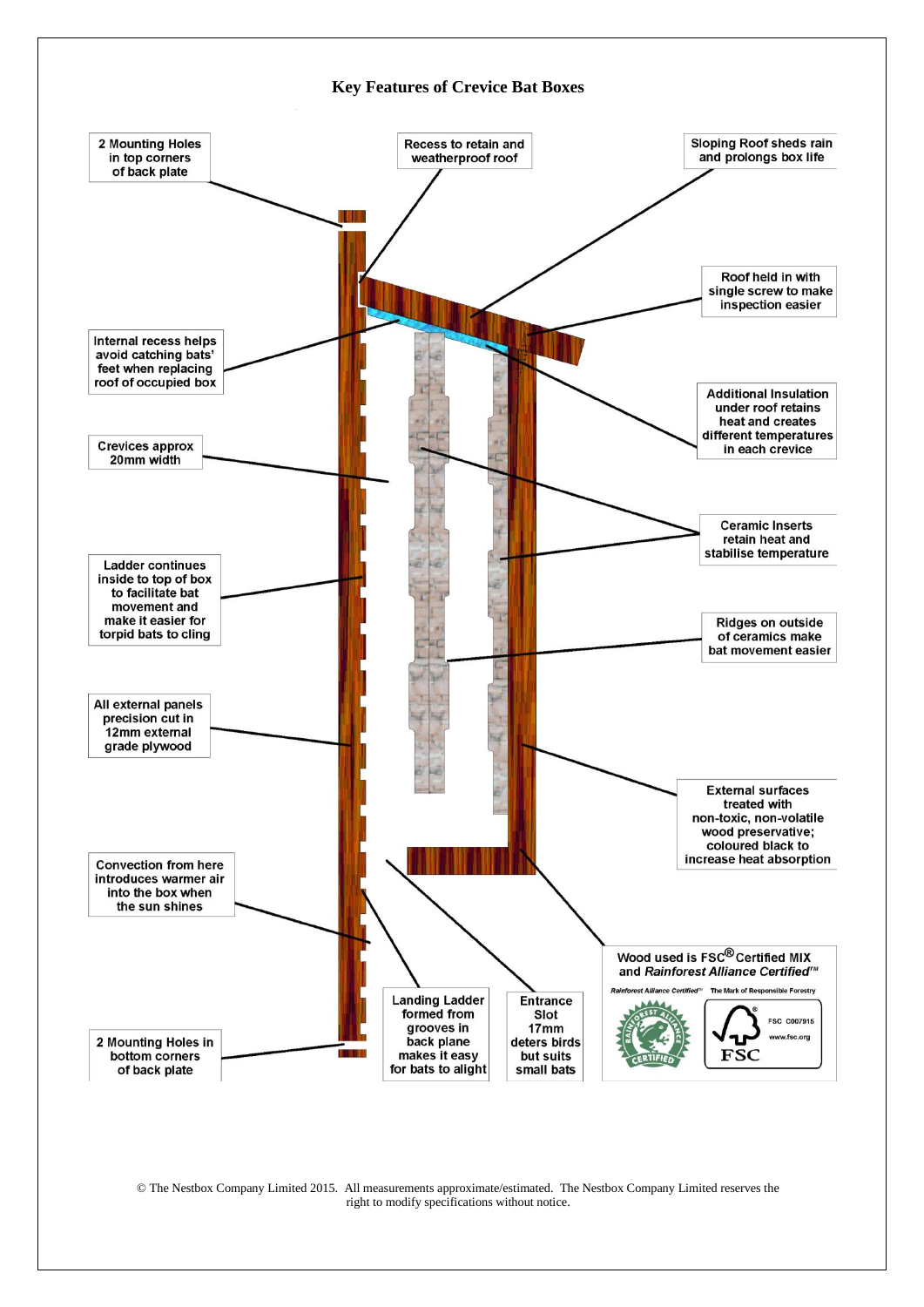# Key Features of Crevice Bat Boxes

2 Mounting Holes in top corners of back plate

Recess to retain and weatherproof roof

Sloping Roof sheds rain and prolongs box life

Roof held in with single screw to make inspection easier

Internal recess helps avoid catching bats' feet when replacing roof of occupied box

Additional Insulation under roof retains heat and creates different temperatures in each crevice

Crevices approx 20mm width

Ceramic Inserts retain heat and stabilise temperature

Ladder continues inside to top of box to facilitate bat movement and make it easier for torpid bats to cling

Ridges on outside of ceramics make bat movement easier

All external panels precision cut in 12mm external grade plywood

External surfaces treated with non-toxic, non-volatile wood preservative; coloured black to increase heat absorption

Convection from here introduces warmer air into the box when the sun shines

Wood used is FSC® Certified MIX and *Rainforest Alliance Certified*™

Rainforest Alliance Certified™ — The Mark of Responsible Forestry

FSC C007915 www.fsc.org

2 Mounting Holes in bottom corners of back plate

Landing Ladder formed from grooves in back plane makes it easy for bats to alight

Entrance Slot 17mm deters birds but suits small bats

© The Nestbox Company Limited 2015. All measurements approximate/estimated. The Nestbox Company Limited reserves the right to modify specifications without notice.